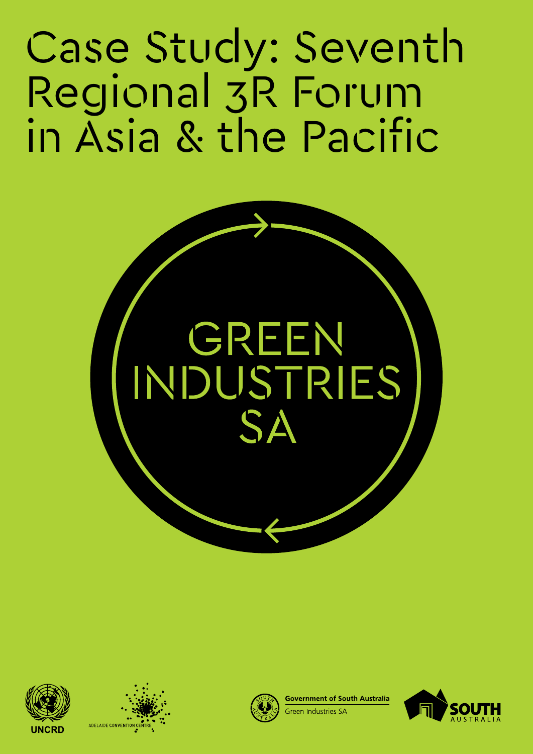# Case Study: Seventh Regional 3R Forum in Asia & the Pacific

GREEN INDUSTRIES SA

UNCRD

ADELAIDE CONVENTION CENTRE

Government of South Australia
Green Industries SA

SOUTH AUSTRALIA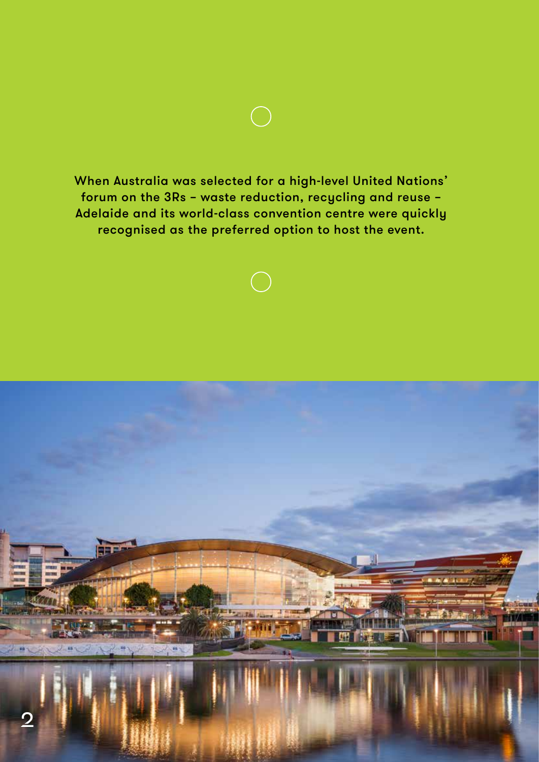When Australia was selected for a high-level United Nations' forum on the 3Rs – waste reduction, recycling and reuse – Adelaide and its world-class convention centre were quickly recognised as the preferred option to host the event.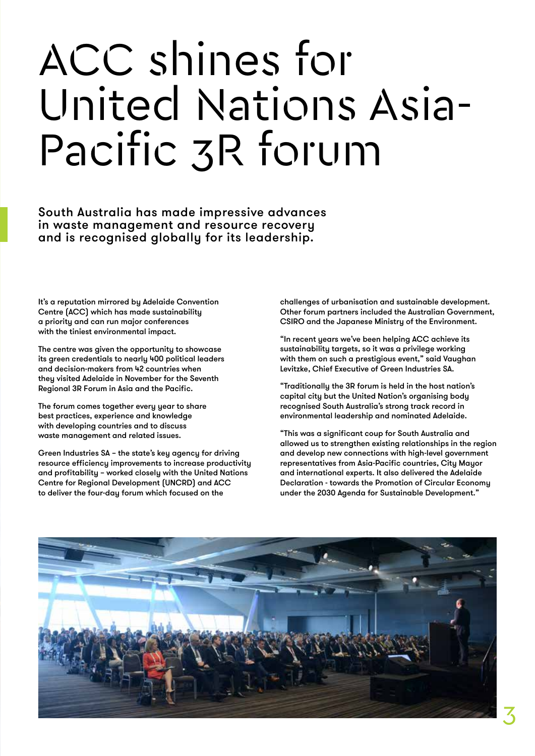# ACC shines for United Nations Asia-Pacific 3R forum

South Australia has made impressive advances in waste management and resource recovery and is recognised globally for its leadership.

It's a reputation mirrored by Adelaide Convention Centre (ACC) which has made sustainability a priority and can run major conferences with the tiniest environmental impact.

The centre was given the opportunity to showcase its green credentials to nearly 400 political leaders and decision-makers from 42 countries when they visited Adelaide in November for the Seventh Regional 3R Forum in Asia and the Pacific.

The forum comes together every year to share best practices, experience and knowledge with developing countries and to discuss waste management and related issues.

Green Industries SA – the state's key agency for driving resource efficiency improvements to increase productivity and profitability – worked closely with the United Nations Centre for Regional Development (UNCRD) and ACC to deliver the four-day forum which focused on the challenges of urbanisation and sustainable development. Other forum partners included the Australian Government, CSIRO and the Japanese Ministry of the Environment.

"In recent years we've been helping ACC achieve its sustainability targets, so it was a privilege working with them on such a prestigious event," said Vaughan Levitzke, Chief Executive of Green Industries SA.

"Traditionally the 3R forum is held in the host nation's capital city but the United Nation's organising body recognised South Australia's strong track record in environmental leadership and nominated Adelaide.

"This was a significant coup for South Australia and allowed us to strengthen existing relationships in the region and develop new connections with high-level government representatives from Asia-Pacific countries, City Mayor and international experts. It also delivered the Adelaide Declaration - towards the Promotion of Circular Economy under the 2030 Agenda for Sustainable Development."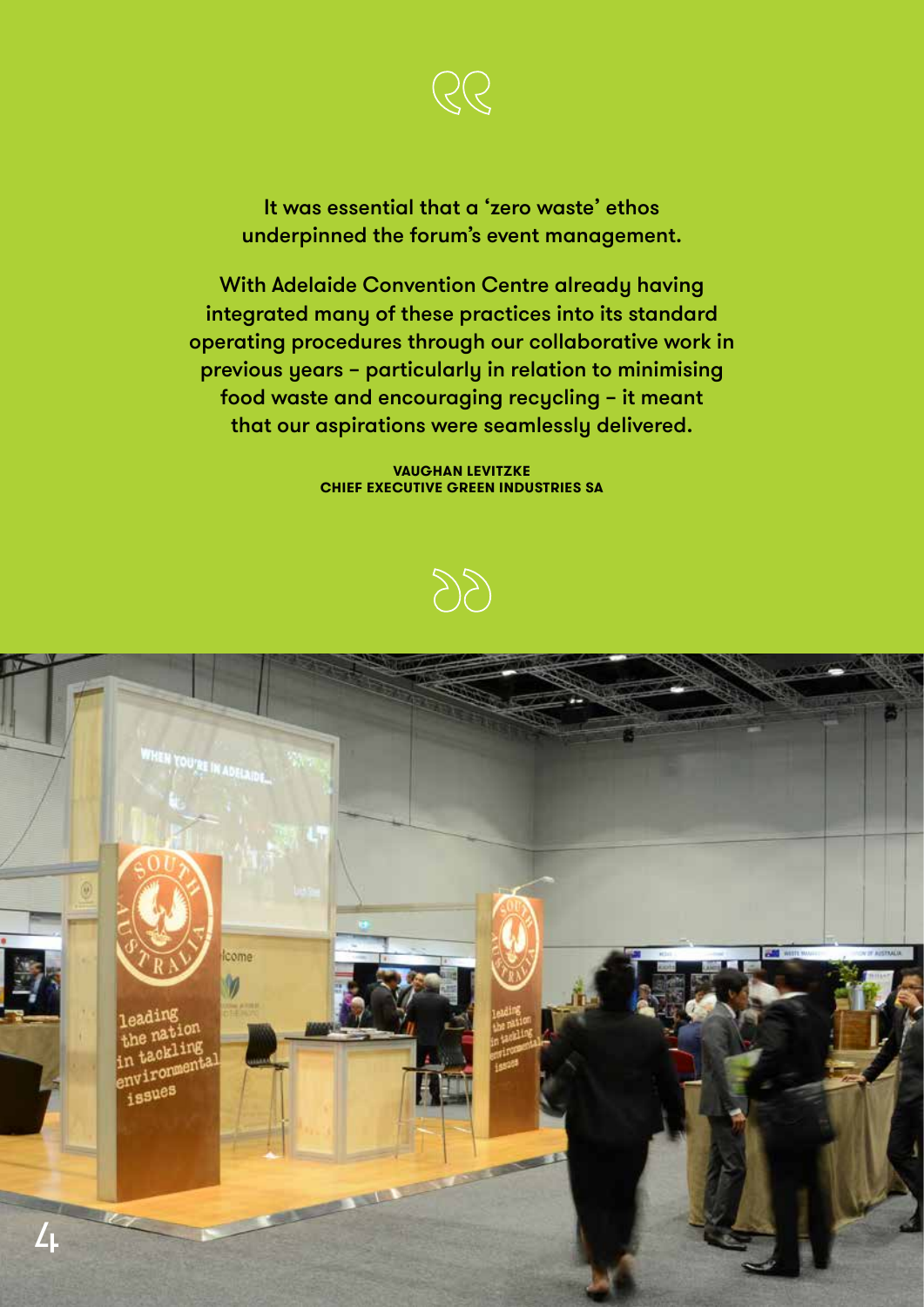> It was essential that a 'zero waste' ethos underpinned the forum's event management.
>
> With Adelaide Convention Centre already having integrated many of these practices into its standard operating procedures through our collaborative work in previous years – particularly in relation to minimising food waste and encouraging recycling – it meant that our aspirations were seamlessly delivered.
>
> **VAUGHAN LEVITZKE**
> **CHIEF EXECUTIVE GREEN INDUSTRIES SA**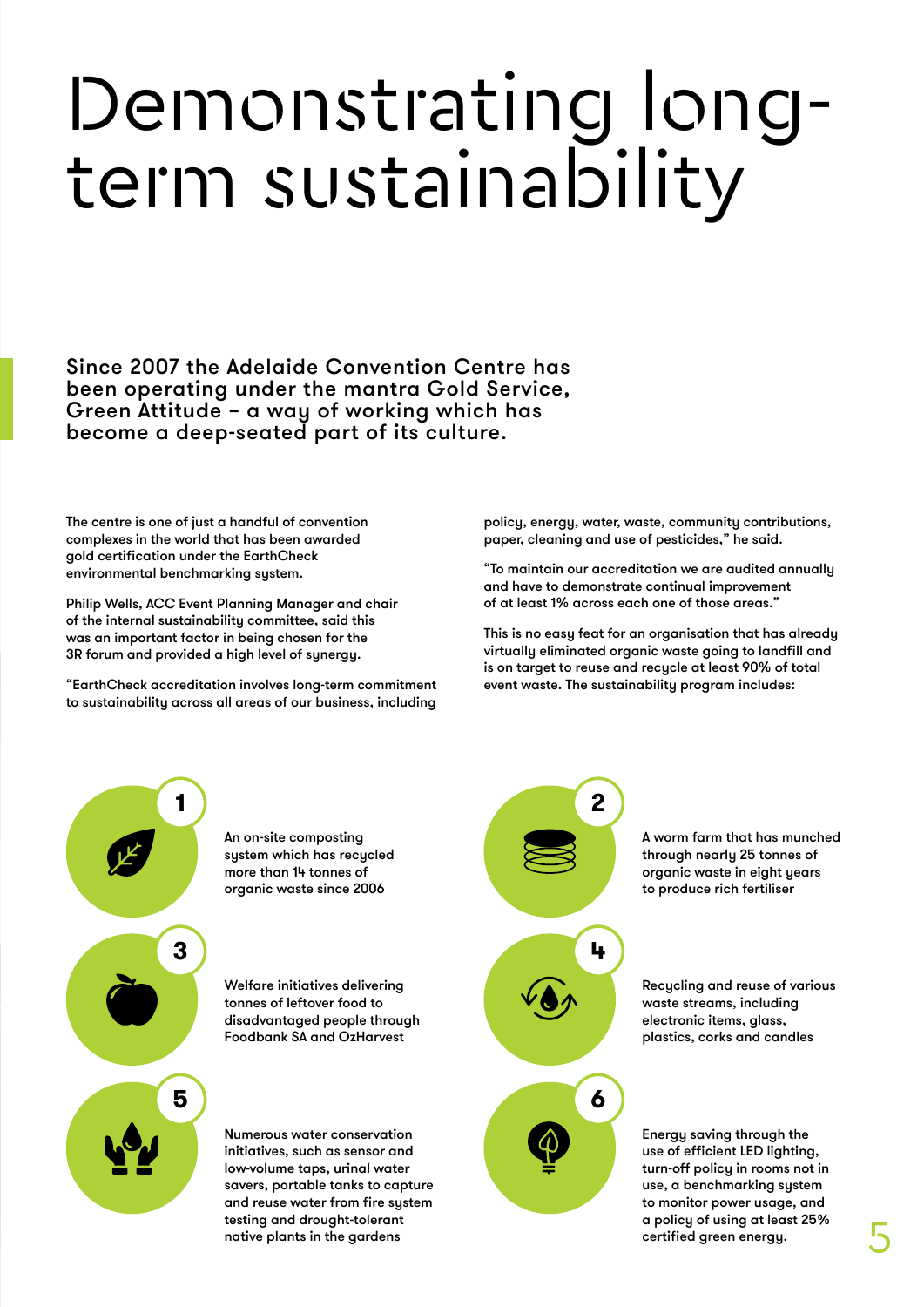# Demonstrating long-term sustainability

**Since 2007 the Adelaide Convention Centre has been operating under the mantra Gold Service, Green Attitude – a way of working which has become a deep-seated part of its culture.**

The centre is one of just a handful of convention complexes in the world that has been awarded gold certification under the EarthCheck environmental benchmarking system.

Philip Wells, ACC Event Planning Manager and chair of the internal sustainability committee, said this was an important factor in being chosen for the 3R forum and provided a high level of synergy.

"EarthCheck accreditation involves long-term commitment to sustainability across all areas of our business, including policy, energy, water, waste, community contributions, paper, cleaning and use of pesticides," he said.

"To maintain our accreditation we are audited annually and have to demonstrate continual improvement of at least 1% across each one of those areas."

This is no easy feat for an organisation that has already virtually eliminated organic waste going to landfill and is on target to reuse and recycle at least 90% of total event waste. The sustainability program includes:

1. An on-site composting system which has recycled more than 14 tonnes of organic waste since 2006
2. A worm farm that has munched through nearly 25 tonnes of organic waste in eight years to produce rich fertiliser
3. Welfare initiatives delivering tonnes of leftover food to disadvantaged people through Foodbank SA and OzHarvest
4. Recycling and reuse of various waste streams, including electronic items, glass, plastics, corks and candles
5. Numerous water conservation initiatives, such as sensor and low-volume taps, urinal water savers, portable tanks to capture and reuse water from fire system testing and drought-tolerant native plants in the gardens
6. Energy saving through the use of efficient LED lighting, turn-off policy in rooms not in use, a benchmarking system to monitor power usage, and a policy of using at least 25% certified green energy.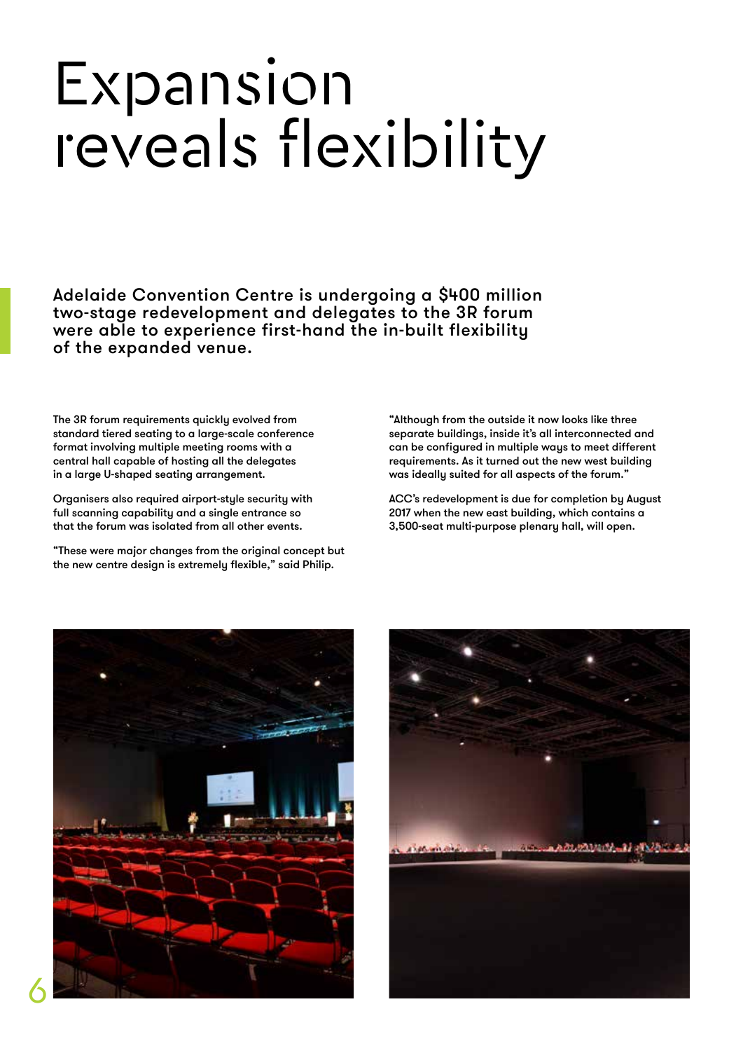# Expansion reveals flexibility

**Adelaide Convention Centre is undergoing a $400 million two-stage redevelopment and delegates to the 3R forum were able to experience first-hand the in-built flexibility of the expanded venue.**

The 3R forum requirements quickly evolved from standard tiered seating to a large-scale conference format involving multiple meeting rooms with a central hall capable of hosting all the delegates in a large U-shaped seating arrangement.

Organisers also required airport-style security with full scanning capability and a single entrance so that the forum was isolated from all other events.

"These were major changes from the original concept but the new centre design is extremely flexible," said Philip.

"Although from the outside it now looks like three separate buildings, inside it's all interconnected and can be configured in multiple ways to meet different requirements. As it turned out the new west building was ideally suited for all aspects of the forum."

ACC's redevelopment is due for completion by August 2017 when the new east building, which contains a 3,500-seat multi-purpose plenary hall, will open.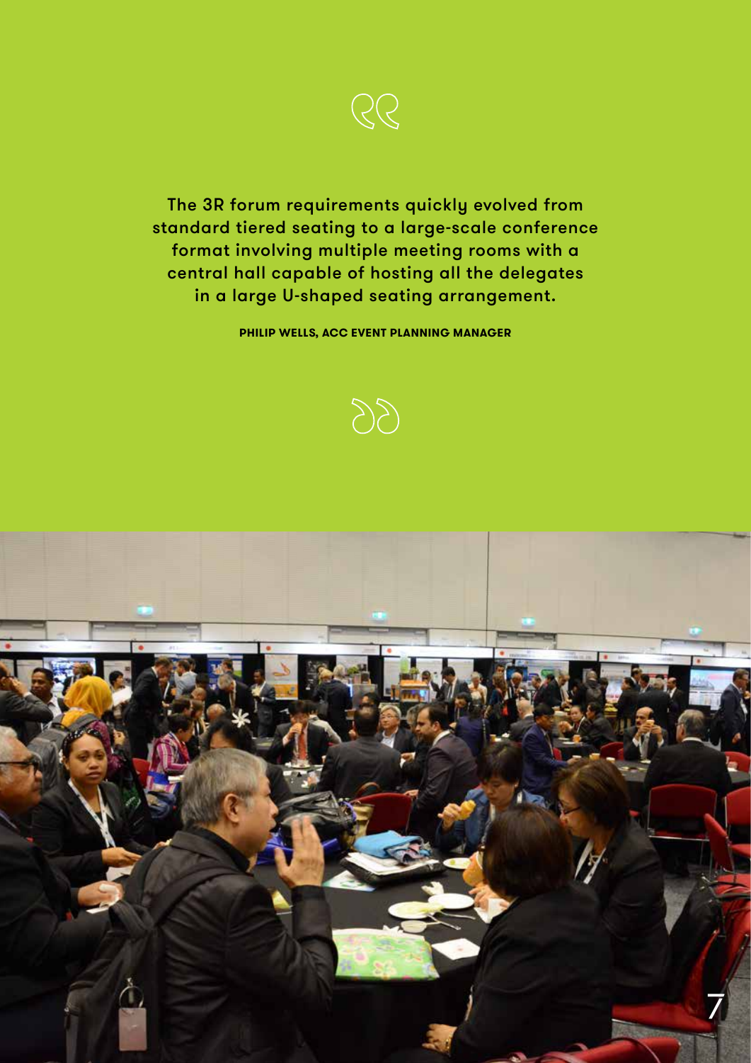> The 3R forum requirements quickly evolved from standard tiered seating to a large-scale conference format involving multiple meeting rooms with a central hall capable of hosting all the delegates in a large U-shaped seating arrangement.
>
> **PHILIP WELLS, ACC EVENT PLANNING MANAGER**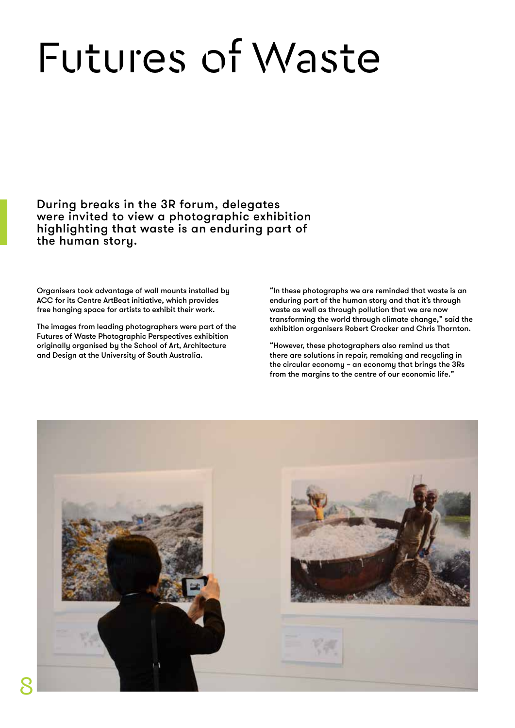# Futures of Waste

**During breaks in the 3R forum, delegates were invited to view a photographic exhibition highlighting that waste is an enduring part of the human story.**

Organisers took advantage of wall mounts installed by ACC for its Centre ArtBeat initiative, which provides free hanging space for artists to exhibit their work.

The images from leading photographers were part of the Futures of Waste Photographic Perspectives exhibition originally organised by the School of Art, Architecture and Design at the University of South Australia.

"In these photographs we are reminded that waste is an enduring part of the human story and that it's through waste as well as through pollution that we are now transforming the world through climate change," said the exhibition organisers Robert Crocker and Chris Thornton.

"However, these photographers also remind us that there are solutions in repair, remaking and recycling in the circular economy – an economy that brings the 3Rs from the margins to the centre of our economic life."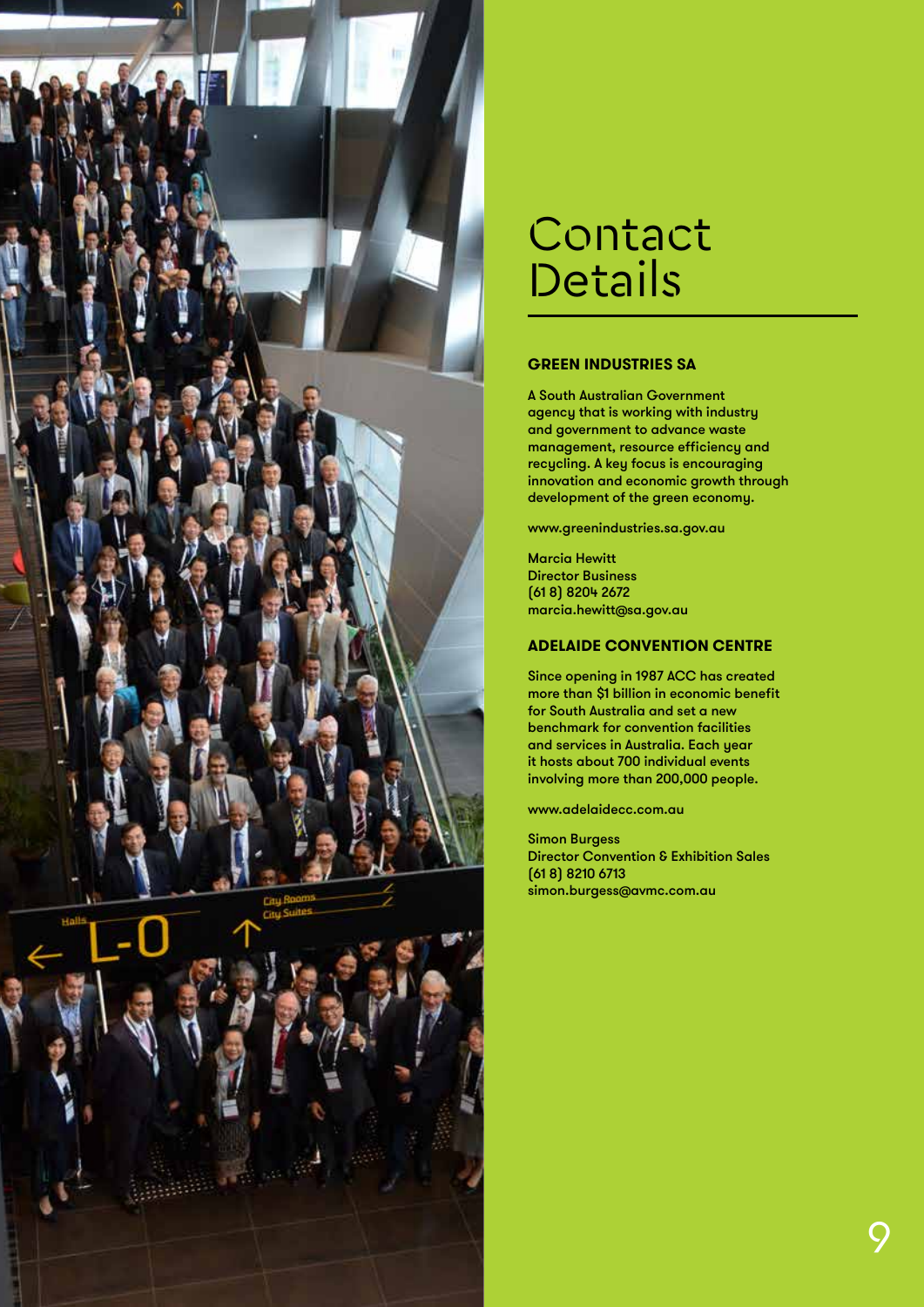# Contact Details

## GREEN INDUSTRIES SA

A South Australian Government agency that is working with industry and government to advance waste management, resource efficiency and recycling. A key focus is encouraging innovation and economic growth through development of the green economy.

www.greenindustries.sa.gov.au

Marcia Hewitt
Director Business
(61 8) 8204 2672
marcia.hewitt@sa.gov.au

## ADELAIDE CONVENTION CENTRE

Since opening in 1987 ACC has created more than $1 billion in economic benefit for South Australia and set a new benchmark for convention facilities and services in Australia. Each year it hosts about 700 individual events involving more than 200,000 people.

www.adelaidecc.com.au

Simon Burgess
Director Convention & Exhibition Sales
(61 8) 8210 6713
simon.burgess@avmc.com.au